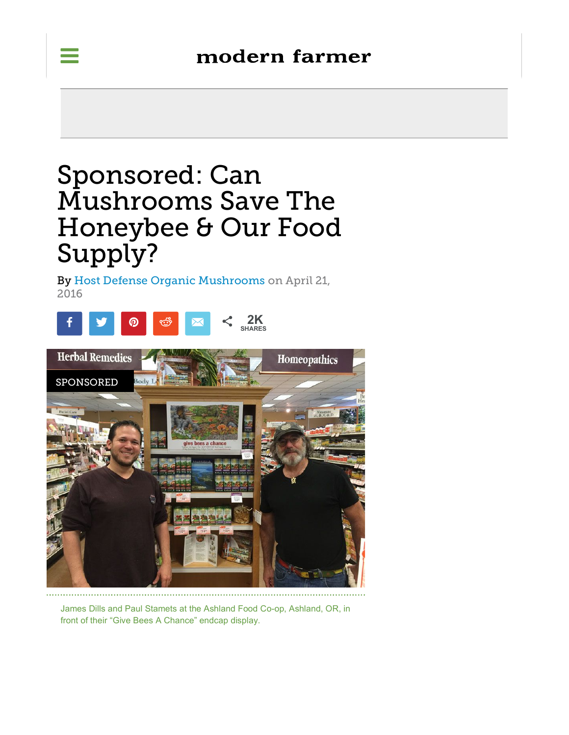modern farmer

# Sponsored: Can Mushrooms Save The Honeybee & Our Food Supply?

By Host Defense Organic Mushrooms on April 21, 2016

2K SHARES

James Dills and Paul Stamets at the Ashland Food Co-op, Ashland, OR, in front of their “Give Bees A Chance” endcap display.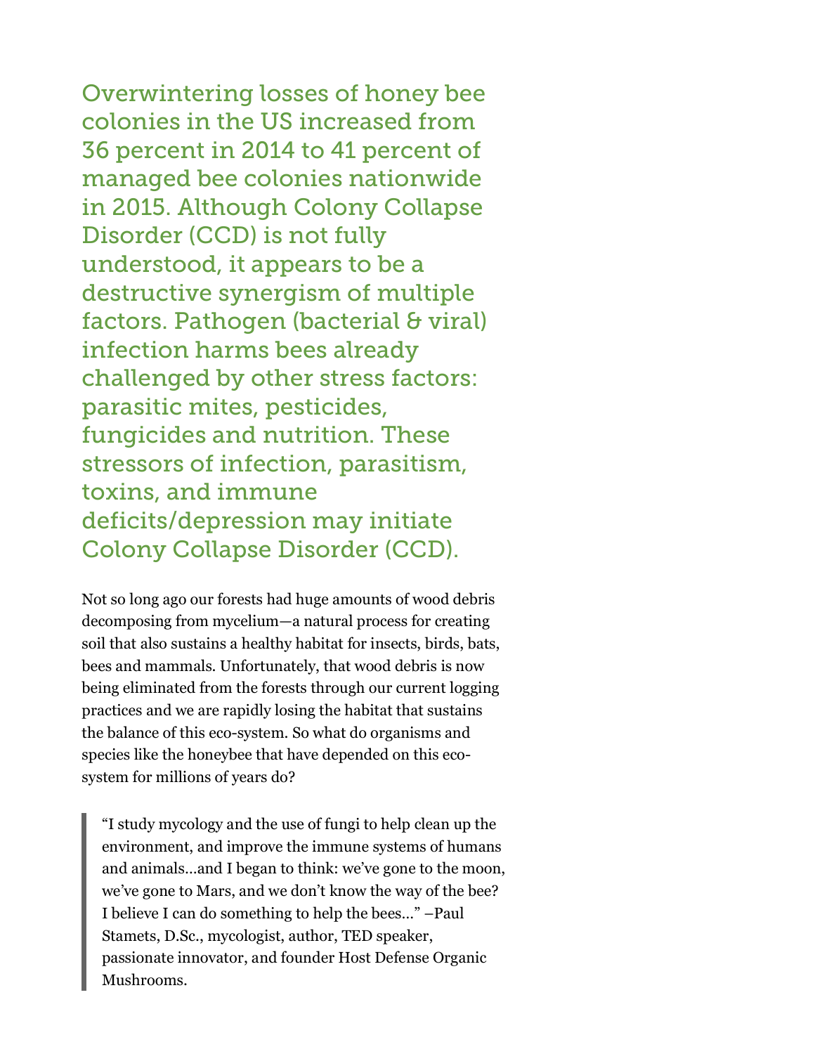**Overwintering losses of honey bee colonies in the US increased from 36 percent in 2014 to 41 percent of managed bee colonies nationwide in 2015. Although Colony Collapse Disorder (CCD) is not fully understood, it appears to be a destructive synergism of multiple factors. Pathogen (bacterial & viral) infection harms bees already challenged by other stress factors: parasitic mites, pesticides, fungicides and nutrition. These stressors of infection, parasitism, toxins, and immune deficits/depression may initiate Colony Collapse Disorder (CCD).**

Not so long ago our forests had huge amounts of wood debris decomposing from mycelium—a natural process for creating soil that also sustains a healthy habitat for insects, birds, bats, bees and mammals. Unfortunately, that wood debris is now being eliminated from the forests through our current logging practices and we are rapidly losing the habitat that sustains the balance of this eco-system. So what do organisms and species like the honeybee that have depended on this eco-system for millions of years do?

> "I study mycology and the use of fungi to help clean up the environment, and improve the immune systems of humans and animals...and I began to think: we've gone to the moon, we've gone to Mars, and we don't know the way of the bee? I believe I can do something to help the bees..." –Paul Stamets, D.Sc., mycologist, author, TED speaker, passionate innovator, and founder Host Defense Organic Mushrooms.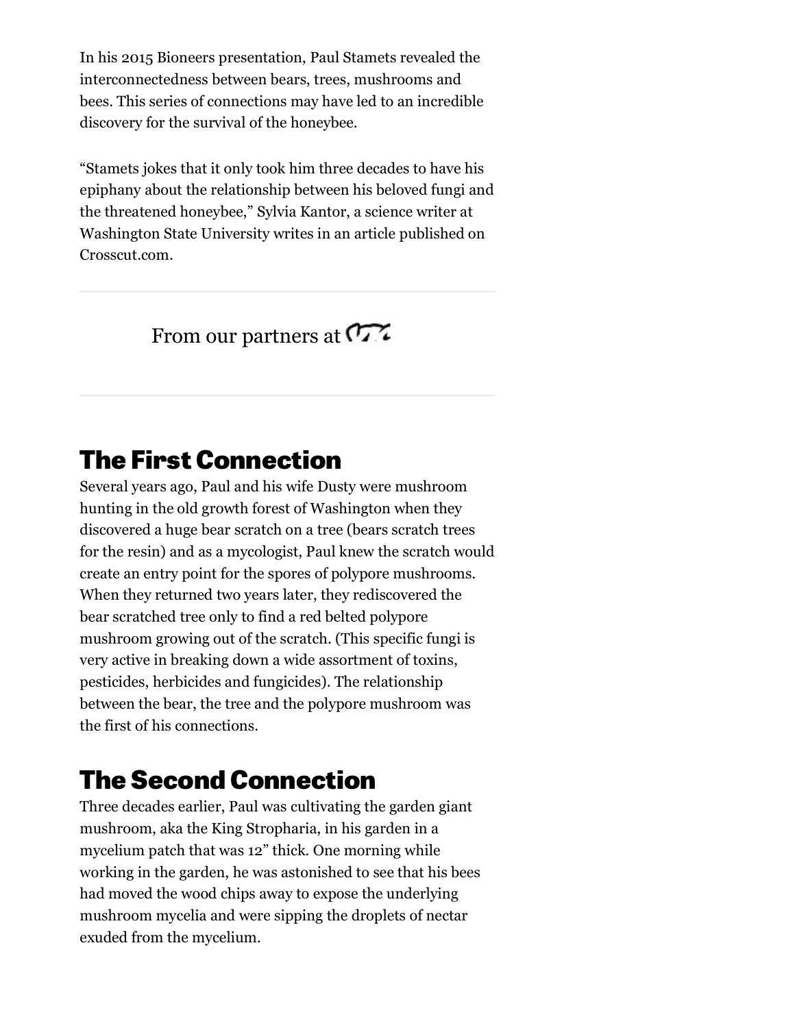In his 2015 Bioneers presentation, Paul Stamets revealed the interconnectedness between bears, trees, mushrooms and bees. This series of connections may have led to an incredible discovery for the survival of the honeybee.

"Stamets jokes that it only took him three decades to have his epiphany about the relationship between his beloved fungi and the threatened honeybee," Sylvia Kantor, a science writer at Washington State University writes in an article published on Crosscut.com.

From our partners at

## The First Connection

Several years ago, Paul and his wife Dusty were mushroom hunting in the old growth forest of Washington when they discovered a huge bear scratch on a tree (bears scratch trees for the resin) and as a mycologist, Paul knew the scratch would create an entry point for the spores of polypore mushrooms. When they returned two years later, they rediscovered the bear scratched tree only to find a red belted polypore mushroom growing out of the scratch. (This specific fungi is very active in breaking down a wide assortment of toxins, pesticides, herbicides and fungicides). The relationship between the bear, the tree and the polypore mushroom was the first of his connections.

## The Second Connection

Three decades earlier, Paul was cultivating the garden giant mushroom, aka the King Stropharia, in his garden in a mycelium patch that was 12" thick. One morning while working in the garden, he was astonished to see that his bees had moved the wood chips away to expose the underlying mushroom mycelia and were sipping the droplets of nectar exuded from the mycelium.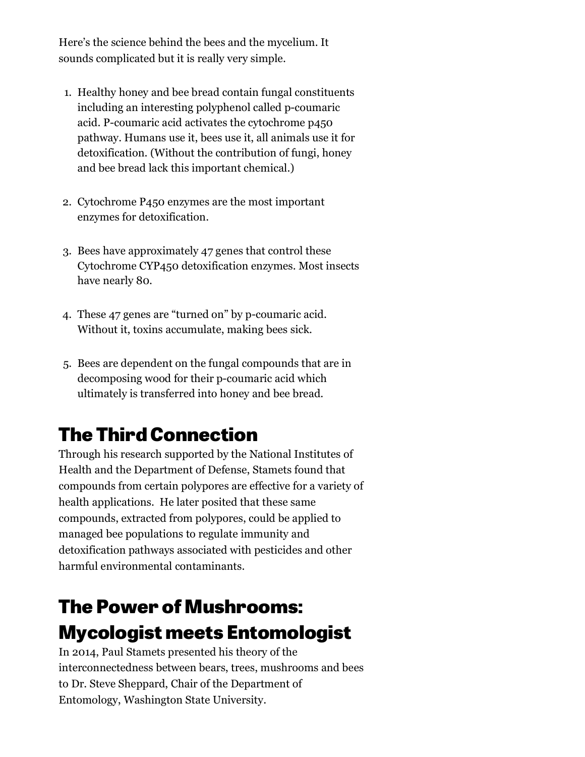Here's the science behind the bees and the mycelium. It sounds complicated but it is really very simple.

1. Healthy honey and bee bread contain fungal constituents including an interesting polyphenol called p-coumaric acid. P-coumaric acid activates the cytochrome p450 pathway. Humans use it, bees use it, all animals use it for detoxification. (Without the contribution of fungi, honey and bee bread lack this important chemical.)

2. Cytochrome P450 enzymes are the most important enzymes for detoxification.

3. Bees have approximately 47 genes that control these Cytochrome CYP450 detoxification enzymes. Most insects have nearly 80.

4. These 47 genes are "turned on" by p-coumaric acid. Without it, toxins accumulate, making bees sick.

5. Bees are dependent on the fungal compounds that are in decomposing wood for their p-coumaric acid which ultimately is transferred into honey and bee bread.

## The Third Connection

Through his research supported by the National Institutes of Health and the Department of Defense, Stamets found that compounds from certain polypores are effective for a variety of health applications. He later posited that these same compounds, extracted from polypores, could be applied to managed bee populations to regulate immunity and detoxification pathways associated with pesticides and other harmful environmental contaminants.

## The Power of Mushrooms: Mycologist meets Entomologist

In 2014, Paul Stamets presented his theory of the interconnectedness between bears, trees, mushrooms and bees to Dr. Steve Sheppard, Chair of the Department of Entomology, Washington State University.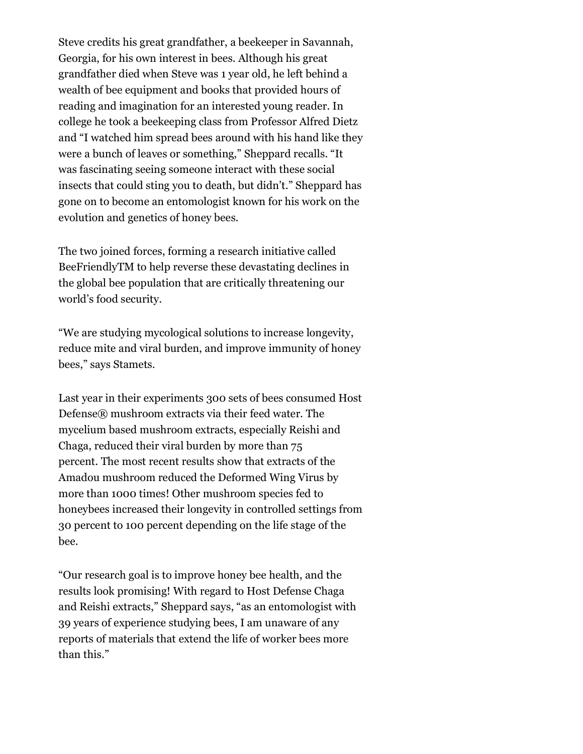Steve credits his great grandfather, a beekeeper in Savannah, Georgia, for his own interest in bees. Although his great grandfather died when Steve was 1 year old, he left behind a wealth of bee equipment and books that provided hours of reading and imagination for an interested young reader. In college he took a beekeeping class from Professor Alfred Dietz and "I watched him spread bees around with his hand like they were a bunch of leaves or something," Sheppard recalls. "It was fascinating seeing someone interact with these social insects that could sting you to death, but didn't." Sheppard has gone on to become an entomologist known for his work on the evolution and genetics of honey bees.

The two joined forces, forming a research initiative called BeeFriendlyTM to help reverse these devastating declines in the global bee population that are critically threatening our world's food security.

"We are studying mycological solutions to increase longevity, reduce mite and viral burden, and improve immunity of honey bees," says Stamets.

Last year in their experiments 300 sets of bees consumed Host Defense® mushroom extracts via their feed water. The mycelium based mushroom extracts, especially Reishi and Chaga, reduced their viral burden by more than 75 percent. The most recent results show that extracts of the Amadou mushroom reduced the Deformed Wing Virus by more than 1000 times! Other mushroom species fed to honeybees increased their longevity in controlled settings from 30 percent to 100 percent depending on the life stage of the bee.

"Our research goal is to improve honey bee health, and the results look promising! With regard to Host Defense Chaga and Reishi extracts," Sheppard says, "as an entomologist with 39 years of experience studying bees, I am unaware of any reports of materials that extend the life of worker bees more than this."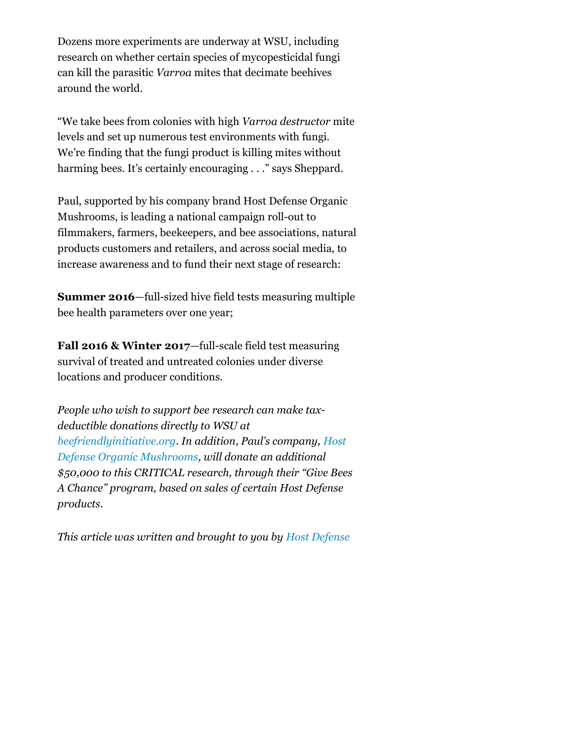Dozens more experiments are underway at WSU, including research on whether certain species of mycopesticidal fungi can kill the parasitic *Varroa* mites that decimate beehives around the world.

"We take bees from colonies with high *Varroa destructor* mite levels and set up numerous test environments with fungi. We're finding that the fungi product is killing mites without harming bees. It's certainly encouraging . . ." says Sheppard.

Paul, supported by his company brand Host Defense Organic Mushrooms, is leading a national campaign roll-out to filmmakers, farmers, beekeepers, and bee associations, natural products customers and retailers, and across social media, to increase awareness and to fund their next stage of research:

**Summer 2016**—full-sized hive field tests measuring multiple bee health parameters over one year;

**Fall 2016 & Winter 2017**—full-scale field test measuring survival of treated and untreated colonies under diverse locations and producer conditions.

*People who wish to support bee research can make tax-deductible donations directly to WSU at beefriendlyinitiative.org. In addition, Paul's company, Host Defense Organic Mushrooms, will donate an additional $50,000 to this CRITICAL research, through their "Give Bees A Chance" program, based on sales of certain Host Defense products.*

*This article was written and brought to you by Host Defense*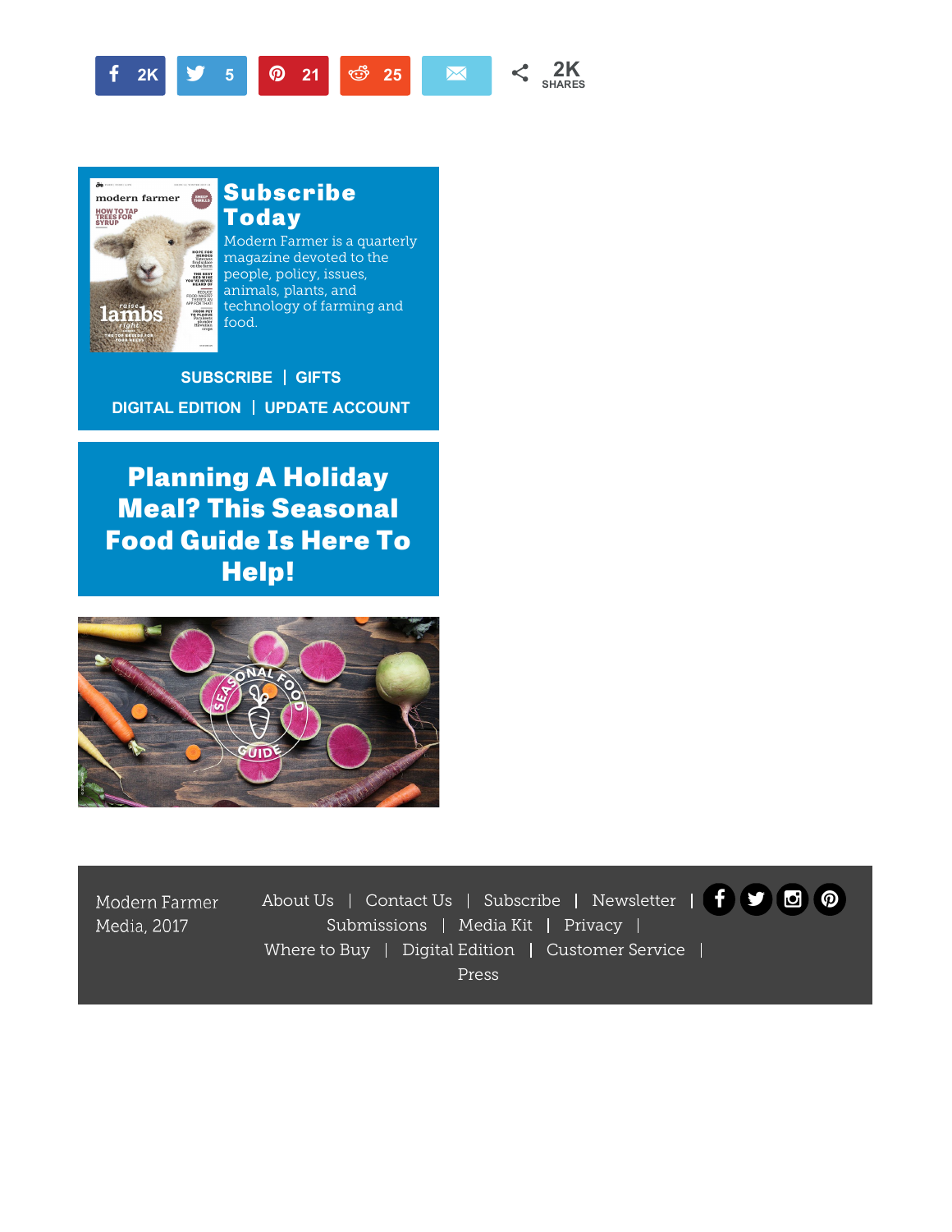2K 5 21 25 2K SHARES

## Subscribe Today

Modern Farmer is a quarterly magazine devoted to the people, policy, issues, animals, plants, and technology of farming and food.

SUBSCRIBE | GIFTS

DIGITAL EDITION | UPDATE ACCOUNT

## Planning A Holiday Meal? This Seasonal Food Guide Is Here To Help!

Modern Farmer Media, 2017

About Us | Contact Us | Subscribe | Newsletter | Submissions | Media Kit | Privacy | Where to Buy | Digital Edition | Customer Service | Press